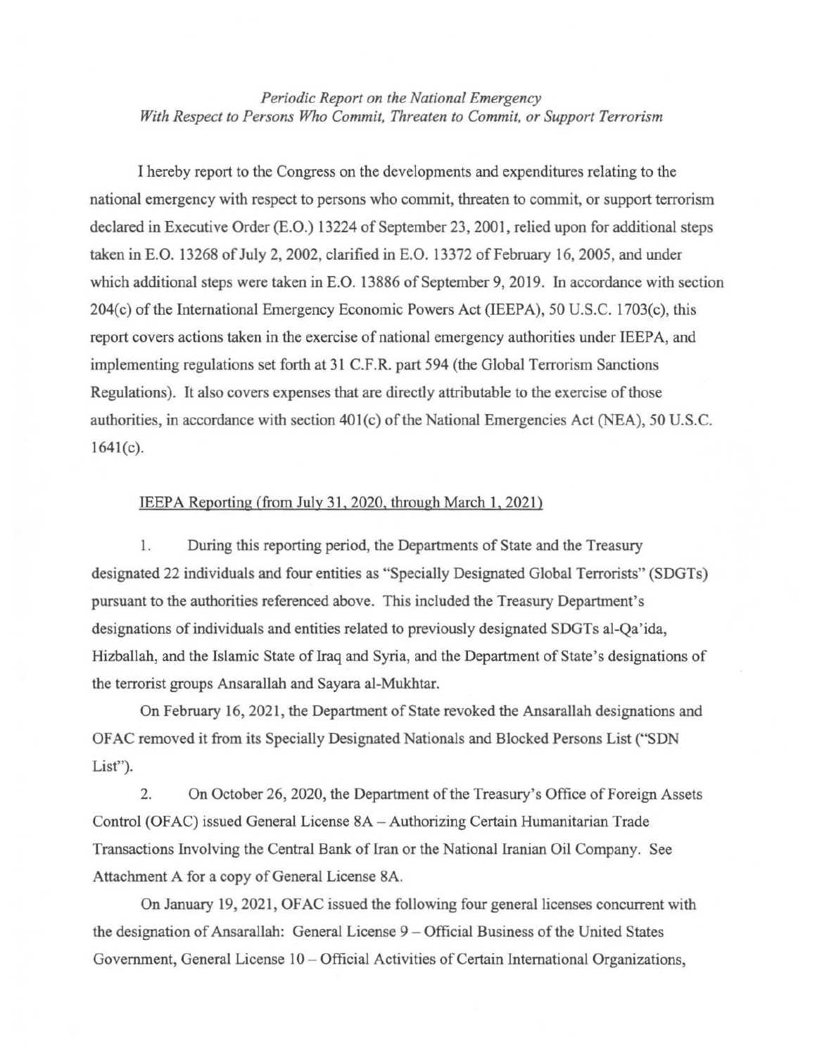*Periodic Report on the National Emergency*
*With Respect to Persons Who Commit, Threaten to Commit, or Support Terrorism*

I hereby report to the Congress on the developments and expenditures relating to the national emergency with respect to persons who commit, threaten to commit, or support terrorism declared in Executive Order (E.O.) 13224 of September 23, 2001, relied upon for additional steps taken in E.O. 13268 of July 2, 2002, clarified in E.O. 13372 of February 16, 2005, and under which additional steps were taken in E.O. 13886 of September 9, 2019. In accordance with section 204(c) of the International Emergency Economic Powers Act (IEEPA), 50 U.S.C. 1703(c), this report covers actions taken in the exercise of national emergency authorities under IEEPA, and implementing regulations set forth at 31 C.F.R. part 594 (the Global Terrorism Sanctions Regulations). It also covers expenses that are directly attributable to the exercise of those authorities, in accordance with section 401(c) of the National Emergencies Act (NEA), 50 U.S.C. 1641(c).

IEEPA Reporting (from July 31, 2020, through March 1, 2021)

1. During this reporting period, the Departments of State and the Treasury designated 22 individuals and four entities as "Specially Designated Global Terrorists" (SDGTs) pursuant to the authorities referenced above. This included the Treasury Department's designations of individuals and entities related to previously designated SDGTs al-Qa'ida, Hizballah, and the Islamic State of Iraq and Syria, and the Department of State's designations of the terrorist groups Ansarallah and Sayara al-Mukhtar.

On February 16, 2021, the Department of State revoked the Ansarallah designations and OFAC removed it from its Specially Designated Nationals and Blocked Persons List ("SDN List").

2. On October 26, 2020, the Department of the Treasury's Office of Foreign Assets Control (OFAC) issued General License 8A – Authorizing Certain Humanitarian Trade Transactions Involving the Central Bank of Iran or the National Iranian Oil Company. See Attachment A for a copy of General License 8A.

On January 19, 2021, OFAC issued the following four general licenses concurrent with the designation of Ansarallah: General License 9 – Official Business of the United States Government, General License 10 – Official Activities of Certain International Organizations,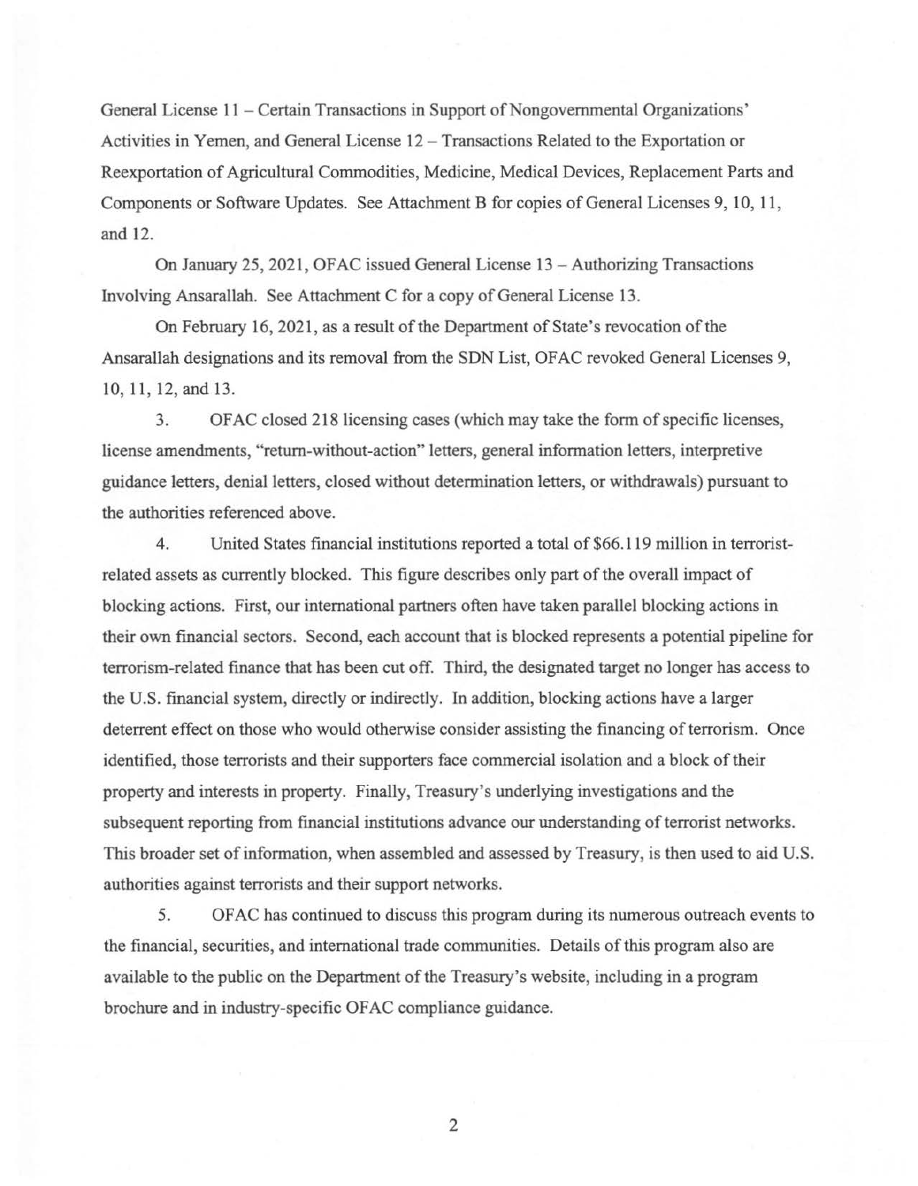General License 11 – Certain Transactions in Support of Nongovernmental Organizations' Activities in Yemen, and General License 12 – Transactions Related to the Exportation or Reexportation of Agricultural Commodities, Medicine, Medical Devices, Replacement Parts and Components or Software Updates. See Attachment B for copies of General Licenses 9, 10, 11, and 12.

On January 25, 2021, OFAC issued General License 13 – Authorizing Transactions Involving Ansarallah. See Attachment C for a copy of General License 13.

On February 16, 2021, as a result of the Department of State's revocation of the Ansarallah designations and its removal from the SDN List, OFAC revoked General Licenses 9, 10, 11, 12, and 13.

3. OFAC closed 218 licensing cases (which may take the form of specific licenses, license amendments, "return-without-action" letters, general information letters, interpretive guidance letters, denial letters, closed without determination letters, or withdrawals) pursuant to the authorities referenced above.

4. United States financial institutions reported a total of $66.119 million in terrorist-related assets as currently blocked. This figure describes only part of the overall impact of blocking actions. First, our international partners often have taken parallel blocking actions in their own financial sectors. Second, each account that is blocked represents a potential pipeline for terrorism-related finance that has been cut off. Third, the designated target no longer has access to the U.S. financial system, directly or indirectly. In addition, blocking actions have a larger deterrent effect on those who would otherwise consider assisting the financing of terrorism. Once identified, those terrorists and their supporters face commercial isolation and a block of their property and interests in property. Finally, Treasury's underlying investigations and the subsequent reporting from financial institutions advance our understanding of terrorist networks. This broader set of information, when assembled and assessed by Treasury, is then used to aid U.S. authorities against terrorists and their support networks.

5. OFAC has continued to discuss this program during its numerous outreach events to the financial, securities, and international trade communities. Details of this program also are available to the public on the Department of the Treasury's website, including in a program brochure and in industry-specific OFAC compliance guidance.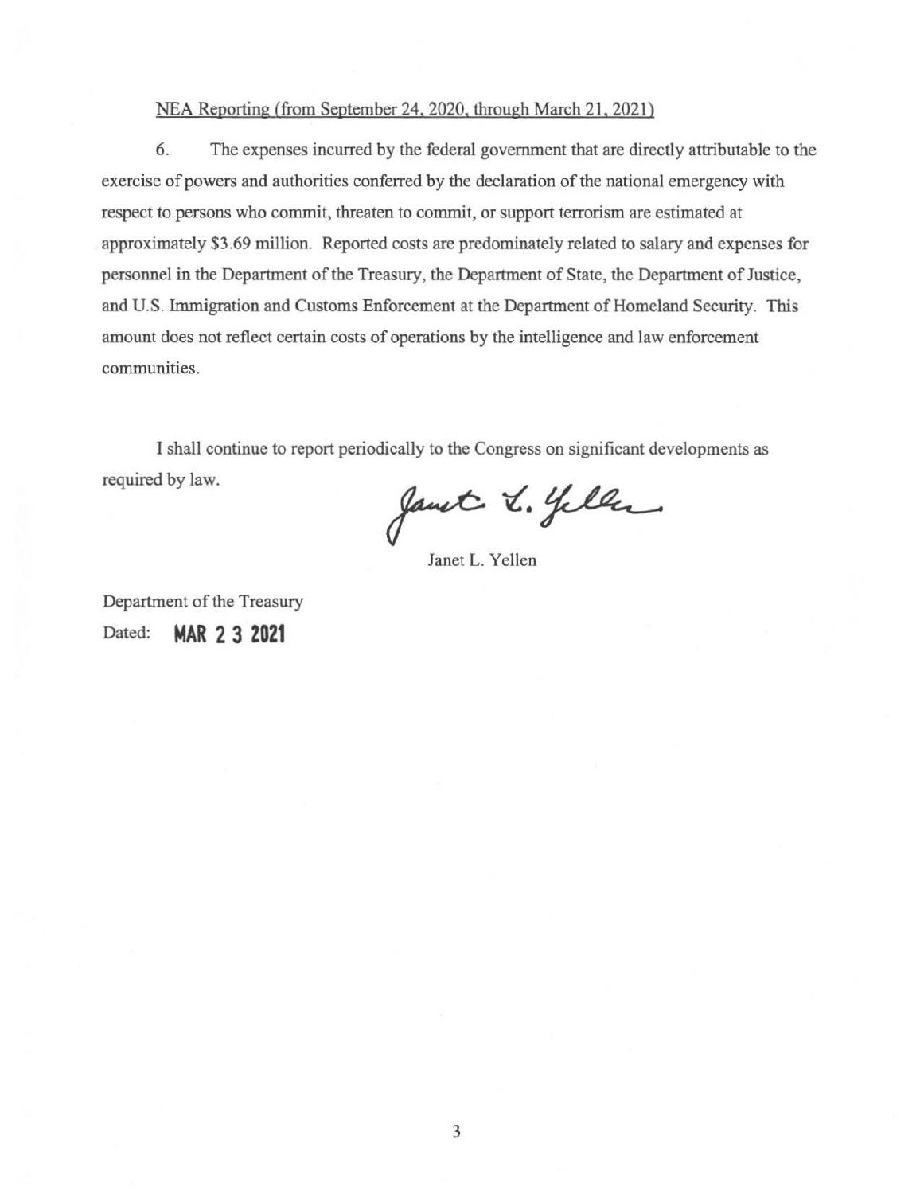NEA Reporting (from September 24, 2020, through March 21, 2021)

6. The expenses incurred by the federal government that are directly attributable to the exercise of powers and authorities conferred by the declaration of the national emergency with respect to persons who commit, threaten to commit, or support terrorism are estimated at approximately $3.69 million. Reported costs are predominately related to salary and expenses for personnel in the Department of the Treasury, the Department of State, the Department of Justice, and U.S. Immigration and Customs Enforcement at the Department of Homeland Security. This amount does not reflect certain costs of operations by the intelligence and law enforcement communities.

I shall continue to report periodically to the Congress on significant developments as required by law.

Janet L. Yellen

Janet L. Yellen

Department of the Treasury

Dated: **MAR 2 3 2021**